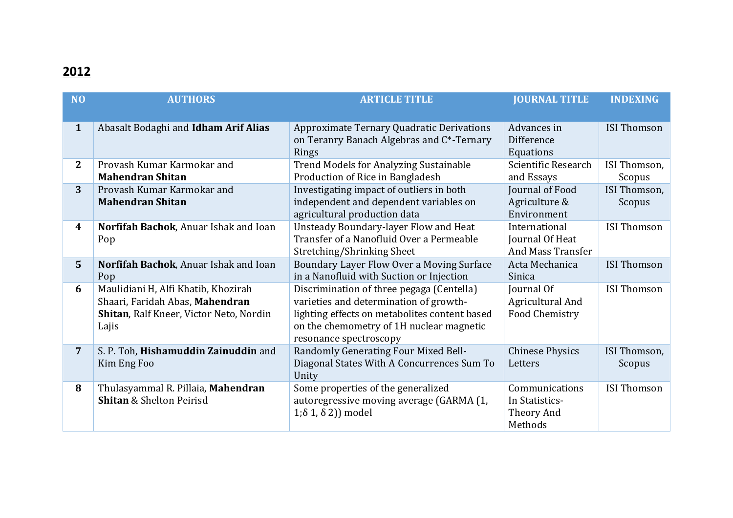## 2012

| NO | AUTHORS | ARTICLE TITLE | JOURNAL TITLE | INDEXING |
|---|---|---|---|---|
| **1** | Abasalt Bodaghi and **Idham Arif Alias** | Approximate Ternary Quadratic Derivations on Teranry Banach Algebras and C*-Ternary Rings | Advances in Difference Equations | ISI Thomson |
| **2** | Provash Kumar Karmokar and **Mahendran Shitan** | Trend Models for Analyzing Sustainable Production of Rice in Bangladesh | Scientific Research and Essays | ISI Thomson, Scopus |
| **3** | Provash Kumar Karmokar and **Mahendran Shitan** | Investigating impact of outliers in both independent and dependent variables on agricultural production data | Journal of Food Agriculture & Environment | ISI Thomson, Scopus |
| **4** | **Norfifah Bachok**, Anuar Ishak and Ioan Pop | Unsteady Boundary-layer Flow and Heat Transfer of a Nanofluid Over a Permeable Stretching/Shrinking Sheet | International Journal Of Heat And Mass Transfer | ISI Thomson |
| **5** | **Norfifah Bachok**, Anuar Ishak and Ioan Pop | Boundary Layer Flow Over a Moving Surface in a Nanofluid with Suction or Injection | Acta Mechanica Sinica | ISI Thomson |
| **6** | Maulidiani H, Alfi Khatib, Khozirah Shaari, Faridah Abas, **Mahendran Shitan**, Ralf Kneer, Victor Neto, Nordin Lajis | Discrimination of three pegaga (Centella) varieties and determination of growth-lighting effects on metabolites content based on the chemometry of 1H nuclear magnetic resonance spectroscopy | Journal Of Agricultural And Food Chemistry | ISI Thomson |
| **7** | S. P. Toh, **Hishamuddin Zainuddin** and Kim Eng Foo | Randomly Generating Four Mixed Bell-Diagonal States With A Concurrences Sum To Unity | Chinese Physics Letters | ISI Thomson, Scopus |
| **8** | Thulasyammal R. Pillaia, **Mahendran Shitan** & Shelton Peirisd | Some properties of the generalized autoregressive moving average (GARMA (1, 1;δ 1, δ 2)) model | Communications In Statistics-Theory And Methods | ISI Thomson |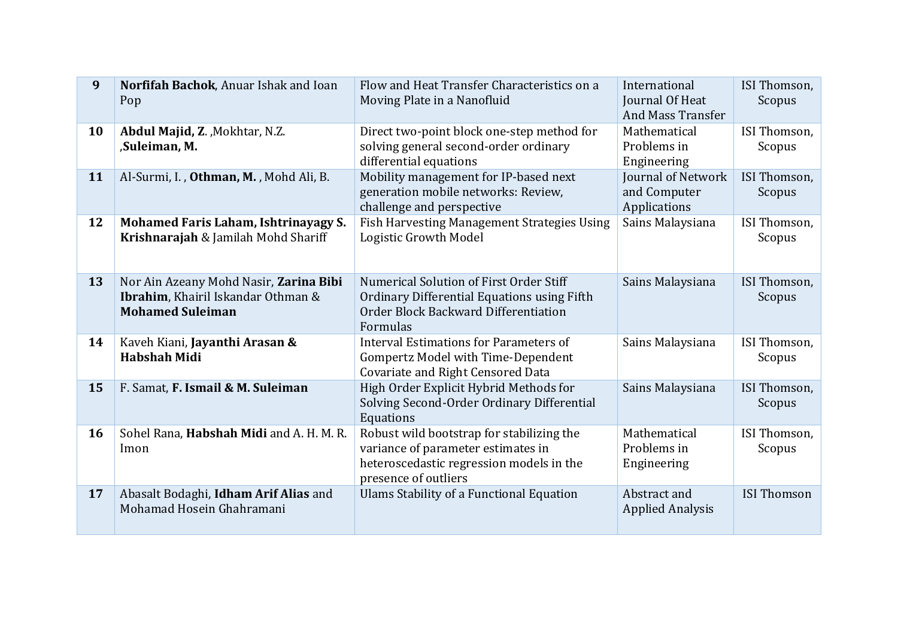| | | | | |
|---|---|---|---|---|
| **9** | **Norfifah Bachok**, Anuar Ishak and Ioan Pop | Flow and Heat Transfer Characteristics on a Moving Plate in a Nanofluid | International Journal Of Heat And Mass Transfer | ISI Thomson, Scopus |
| **10** | **Abdul Majid, Z**. ,Mokhtar, N.Z. ,**Suleiman, M.** | Direct two-point block one-step method for solving general second-order ordinary differential equations | Mathematical Problems in Engineering | ISI Thomson, Scopus |
| **11** | Al-Surmi, I. , **Othman, M.** , Mohd Ali, B. | Mobility management for IP-based next generation mobile networks: Review, challenge and perspective | Journal of Network and Computer Applications | ISI Thomson, Scopus |
| **12** | **Mohamed Faris Laham, Ishtrinayagy S. Krishnarajah** & Jamilah Mohd Shariff | Fish Harvesting Management Strategies Using Logistic Growth Model | Sains Malaysiana | ISI Thomson, Scopus |
| **13** | Nor Ain Azeany Mohd Nasir, **Zarina Bibi Ibrahim**, Khairil Iskandar Othman & **Mohamed Suleiman** | Numerical Solution of First Order Stiff Ordinary Differential Equations using Fifth Order Block Backward Differentiation Formulas | Sains Malaysiana | ISI Thomson, Scopus |
| **14** | Kaveh Kiani, **Jayanthi Arasan & Habshah Midi** | Interval Estimations for Parameters of Gompertz Model with Time-Dependent Covariate and Right Censored Data | Sains Malaysiana | ISI Thomson, Scopus |
| **15** | F. Samat, **F. Ismail & M. Suleiman** | High Order Explicit Hybrid Methods for Solving Second-Order Ordinary Differential Equations | Sains Malaysiana | ISI Thomson, Scopus |
| **16** | Sohel Rana, **Habshah Midi** and A. H. M. R. Imon | Robust wild bootstrap for stabilizing the variance of parameter estimates in heteroscedastic regression models in the presence of outliers | Mathematical Problems in Engineering | ISI Thomson, Scopus |
| **17** | Abasalt Bodaghi, **Idham Arif Alias** and Mohamad Hosein Ghahramani | Ulams Stability of a Functional Equation | Abstract and Applied Analysis | ISI Thomson |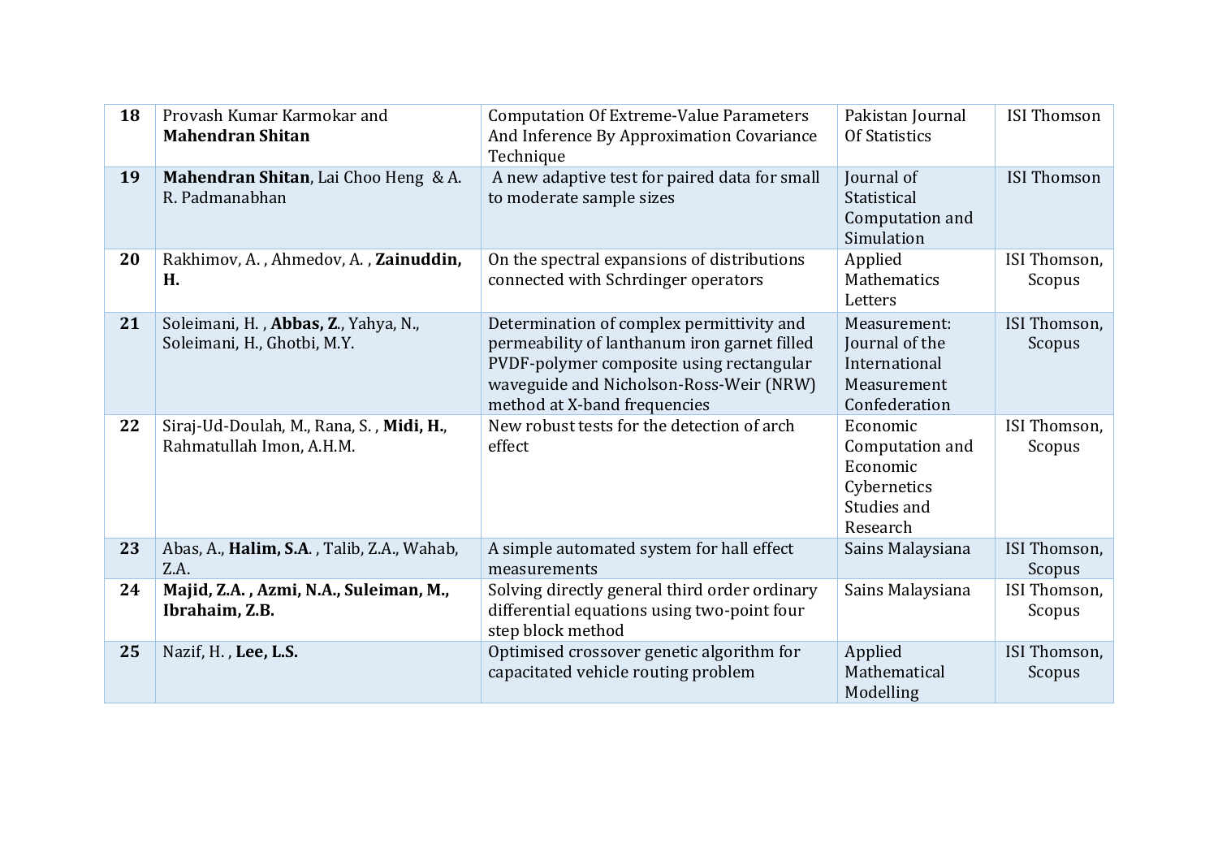| 18 | Provash Kumar Karmokar and **Mahendran Shitan** | Computation Of Extreme-Value Parameters And Inference By Approximation Covariance Technique | Pakistan Journal Of Statistics | ISI Thomson |
|---|---|---|---|---|
| 19 | **Mahendran Shitan**, Lai Choo Heng & A. R. Padmanabhan | A new adaptive test for paired data for small to moderate sample sizes | Journal of Statistical Computation and Simulation | ISI Thomson |
| 20 | Rakhimov, A. , Ahmedov, A. , **Zainuddin, H.** | On the spectral expansions of distributions connected with Schrdinger operators | Applied Mathematics Letters | ISI Thomson, Scopus |
| 21 | Soleimani, H. , **Abbas, Z**., Yahya, N., Soleimani, H., Ghotbi, M.Y. | Determination of complex permittivity and permeability of lanthanum iron garnet filled PVDF-polymer composite using rectangular waveguide and Nicholson-Ross-Weir (NRW) method at X-band frequencies | Measurement: Journal of the International Measurement Confederation | ISI Thomson, Scopus |
| 22 | Siraj-Ud-Doulah, M., Rana, S. , **Midi, H.**, Rahmatullah Imon, A.H.M. | New robust tests for the detection of arch effect | Economic Computation and Economic Cybernetics Studies and Research | ISI Thomson, Scopus |
| 23 | Abas, A., **Halim, S.A.** , Talib, Z.A., Wahab, Z.A. | A simple automated system for hall effect measurements | Sains Malaysiana | ISI Thomson, Scopus |
| 24 | **Majid, Z.A. , Azmi, N.A., Suleiman, M., Ibrahaim, Z.B.** | Solving directly general third order ordinary differential equations using two-point four step block method | Sains Malaysiana | ISI Thomson, Scopus |
| 25 | Nazif, H. , **Lee, L.S.** | Optimised crossover genetic algorithm for capacitated vehicle routing problem | Applied Mathematical Modelling | ISI Thomson, Scopus |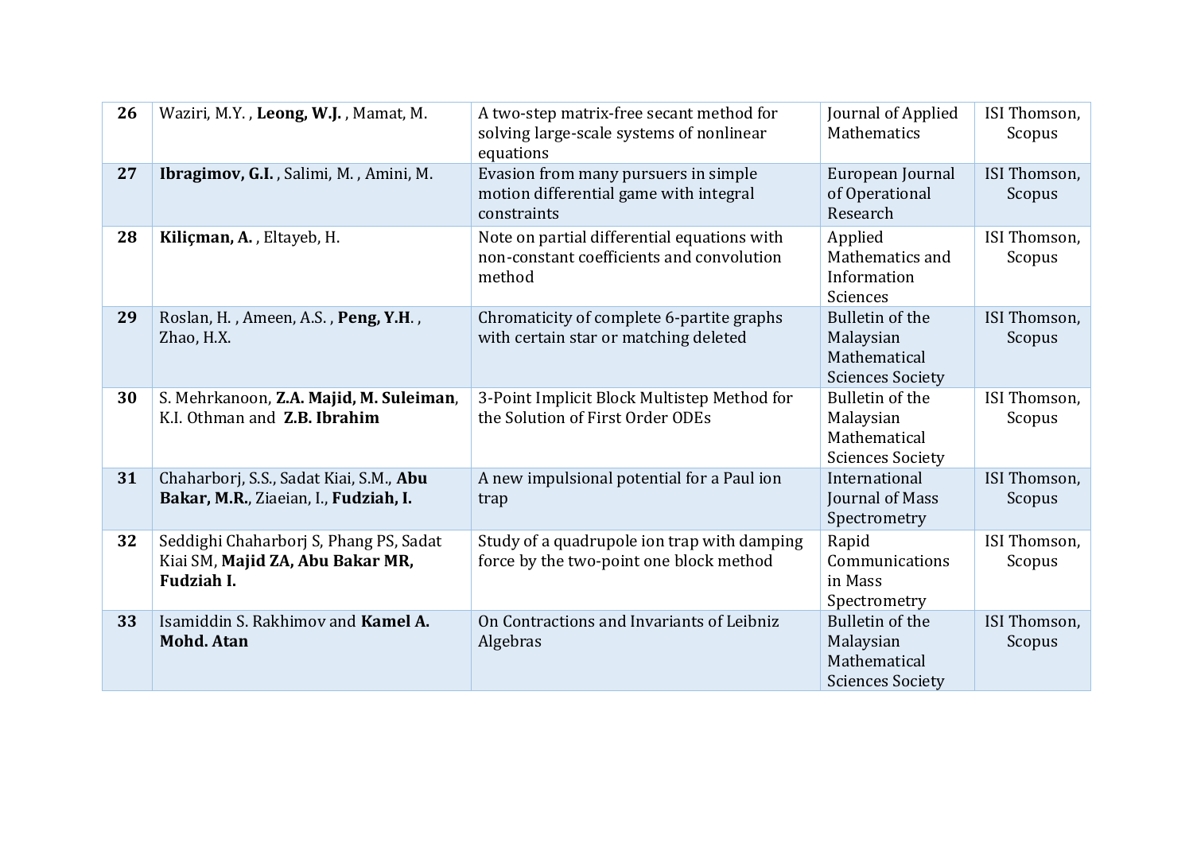| 26 | Waziri, M.Y. , **Leong, W.J.** , Mamat, M. | A two-step matrix-free secant method for solving large-scale systems of nonlinear equations | Journal of Applied Mathematics | ISI Thomson, Scopus |
|---|---|---|---|---|
| **27** | **Ibragimov, G.I.** , Salimi, M. , Amini, M. | Evasion from many pursuers in simple motion differential game with integral constraints | European Journal of Operational Research | ISI Thomson, Scopus |
| **28** | **Kiliçman, A.** , Eltayeb, H. | Note on partial differential equations with non-constant coefficients and convolution method | Applied Mathematics and Information Sciences | ISI Thomson, Scopus |
| **29** | Roslan, H. , Ameen, A.S. , **Peng, Y.H**. , Zhao, H.X. | Chromaticity of complete 6-partite graphs with certain star or matching deleted | Bulletin of the Malaysian Mathematical Sciences Society | ISI Thomson, Scopus |
| **30** | S. Mehrkanoon, **Z.A. Majid, M. Suleiman**, K.I. Othman and **Z.B. Ibrahim** | 3-Point Implicit Block Multistep Method for the Solution of First Order ODEs | Bulletin of the Malaysian Mathematical Sciences Society | ISI Thomson, Scopus |
| **31** | Chaharborj, S.S., Sadat Kiai, S.M., **Abu Bakar, M.R.**, Ziaeian, I., **Fudziah, I.** | A new impulsional potential for a Paul ion trap | International Journal of Mass Spectrometry | ISI Thomson, Scopus |
| **32** | Seddighi Chaharborj S, Phang PS, Sadat Kiai SM, **Majid ZA, Abu Bakar MR, Fudziah I.** | Study of a quadrupole ion trap with damping force by the two-point one block method | Rapid Communications in Mass Spectrometry | ISI Thomson, Scopus |
| **33** | Isamiddin S. Rakhimov and **Kamel A. Mohd. Atan** | On Contractions and Invariants of Leibniz Algebras | Bulletin of the Malaysian Mathematical Sciences Society | ISI Thomson, Scopus |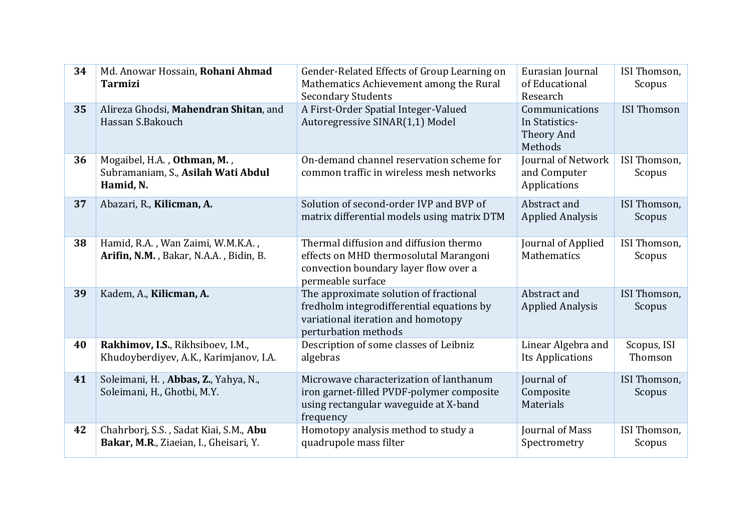| 34 | Md. Anowar Hossain, **Rohani Ahmad Tarmizi** | Gender-Related Effects of Group Learning on Mathematics Achievement among the Rural Secondary Students | Eurasian Journal of Educational Research | ISI Thomson, Scopus |
|---|---|---|---|---|
| 35 | Alireza Ghodsi, **Mahendran Shitan**, and Hassan S.Bakouch | A First-Order Spatial Integer-Valued Autoregressive SINAR(1,1) Model | Communications In Statistics-Theory And Methods | ISI Thomson |
| 36 | Mogaibel, H.A. , **Othman, M.** , Subramaniam, S., **Asilah Wati Abdul Hamid, N.** | On-demand channel reservation scheme for common traffic in wireless mesh networks | Journal of Network and Computer Applications | ISI Thomson, Scopus |
| 37 | Abazari, R., **Kilicman, A.** | Solution of second-order IVP and BVP of matrix differential models using matrix DTM | Abstract and Applied Analysis | ISI Thomson, Scopus |
| 38 | Hamid, R.A. , Wan Zaimi, W.M.K.A. , **Arifin, N.M.** , Bakar, N.A.A. , Bidin, B. | Thermal diffusion and diffusion thermo effects on MHD thermosolutal Marangoni convection boundary layer flow over a permeable surface | Journal of Applied Mathematics | ISI Thomson, Scopus |
| 39 | Kadem, A., **Kilicman, A.** | The approximate solution of fractional fredholm integrodifferential equations by variational iteration and homotopy perturbation methods | Abstract and Applied Analysis | ISI Thomson, Scopus |
| 40 | **Rakhimov, I.S.**, Rikhsiboev, I.M., Khudoyberdiyev, A.K., Karimjanov, I.A. | Description of some classes of Leibniz algebras | Linear Algebra and Its Applications | Scopus, ISI Thomson |
| 41 | Soleimani, H. , **Abbas, Z.**, Yahya, N., Soleimani, H., Ghotbi, M.Y. | Microwave characterization of lanthanum iron garnet-filled PVDF-polymer composite using rectangular waveguide at X-band frequency | Journal of Composite Materials | ISI Thomson, Scopus |
| 42 | Chahrborj, S.S. , Sadat Kiai, S.M., **Abu Bakar, M.R**., Ziaeian, I., Gheisari, Y. | Homotopy analysis method to study a quadrupole mass filter | Journal of Mass Spectrometry | ISI Thomson, Scopus |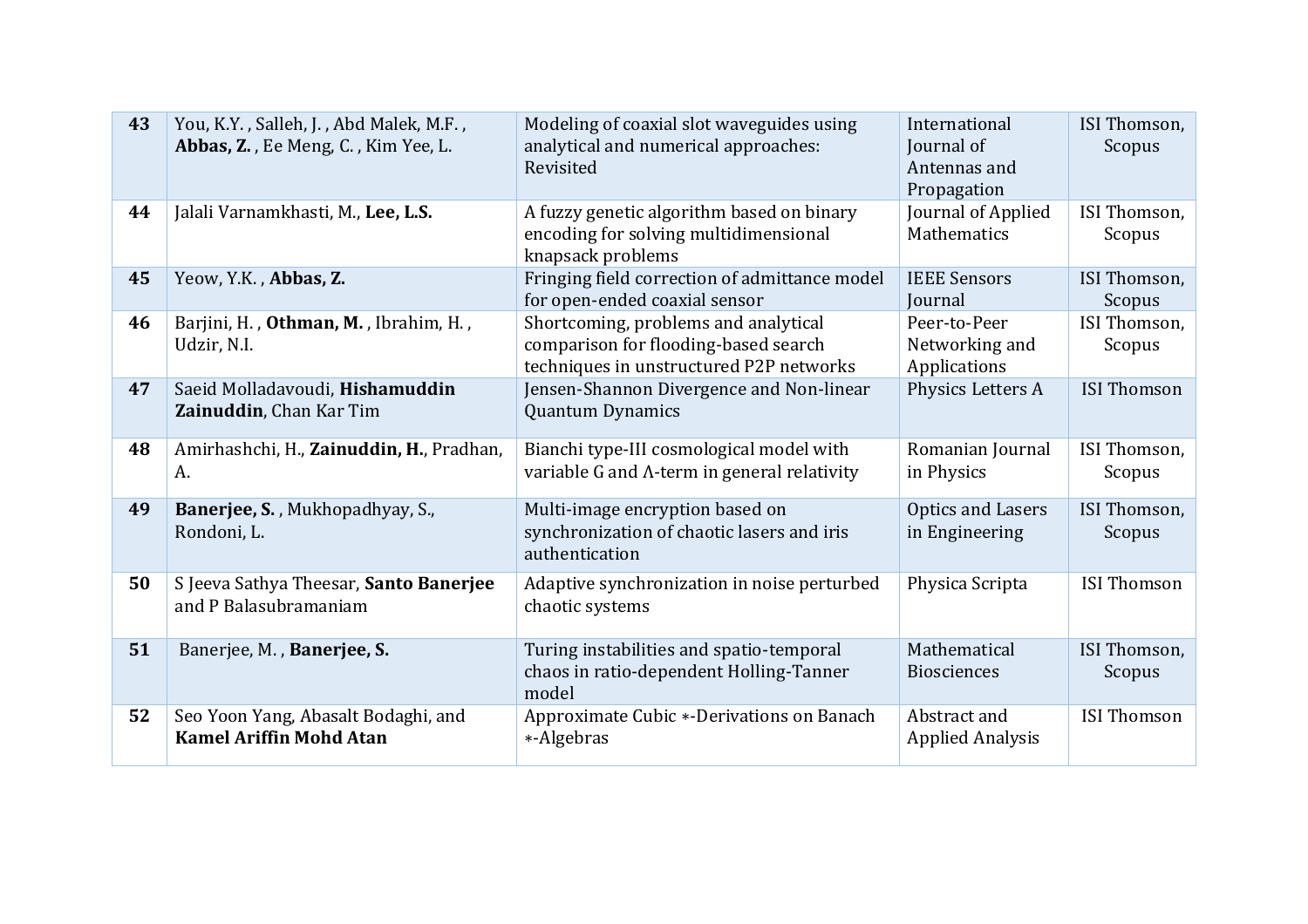| | | | | |
|---|---|---|---|---|
| **43** | You, K.Y. , Salleh, J. , Abd Malek, M.F. , **Abbas, Z.** , Ee Meng, C. , Kim Yee, L. | Modeling of coaxial slot waveguides using analytical and numerical approaches: Revisited | International Journal of Antennas and Propagation | ISI Thomson, Scopus |
| **44** | Jalali Varnamkhasti, M., **Lee, L.S.** | A fuzzy genetic algorithm based on binary encoding for solving multidimensional knapsack problems | Journal of Applied Mathematics | ISI Thomson, Scopus |
| **45** | Yeow, Y.K. , **Abbas, Z.** | Fringing field correction of admittance model for open-ended coaxial sensor | IEEE Sensors Journal | ISI Thomson, Scopus |
| **46** | Barjini, H. , **Othman, M.** , Ibrahim, H. , Udzir, N.I. | Shortcoming, problems and analytical comparison for flooding-based search techniques in unstructured P2P networks | Peer-to-Peer Networking and Applications | ISI Thomson, Scopus |
| **47** | Saeid Molladavoudi, **Hishamuddin Zainuddin**, Chan Kar Tim | Jensen-Shannon Divergence and Non-linear Quantum Dynamics | Physics Letters A | ISI Thomson |
| **48** | Amirhashchi, H., **Zainuddin, H.**, Pradhan, A. | Bianchi type-III cosmological model with variable G and Λ-term in general relativity | Romanian Journal in Physics | ISI Thomson, Scopus |
| **49** | **Banerjee, S.** , Mukhopadhyay, S., Rondoni, L. | Multi-image encryption based on synchronization of chaotic lasers and iris authentication | Optics and Lasers in Engineering | ISI Thomson, Scopus |
| **50** | S Jeeva Sathya Theesar, **Santo Banerjee** and P Balasubramaniam | Adaptive synchronization in noise perturbed chaotic systems | Physica Scripta | ISI Thomson |
| **51** | Banerjee, M. , **Banerjee, S.** | Turing instabilities and spatio-temporal chaos in ratio-dependent Holling-Tanner model | Mathematical Biosciences | ISI Thomson, Scopus |
| **52** | Seo Yoon Yang, Abasalt Bodaghi, and **Kamel Ariffin Mohd Atan** | Approximate Cubic ∗-Derivations on Banach ∗-Algebras | Abstract and Applied Analysis | ISI Thomson |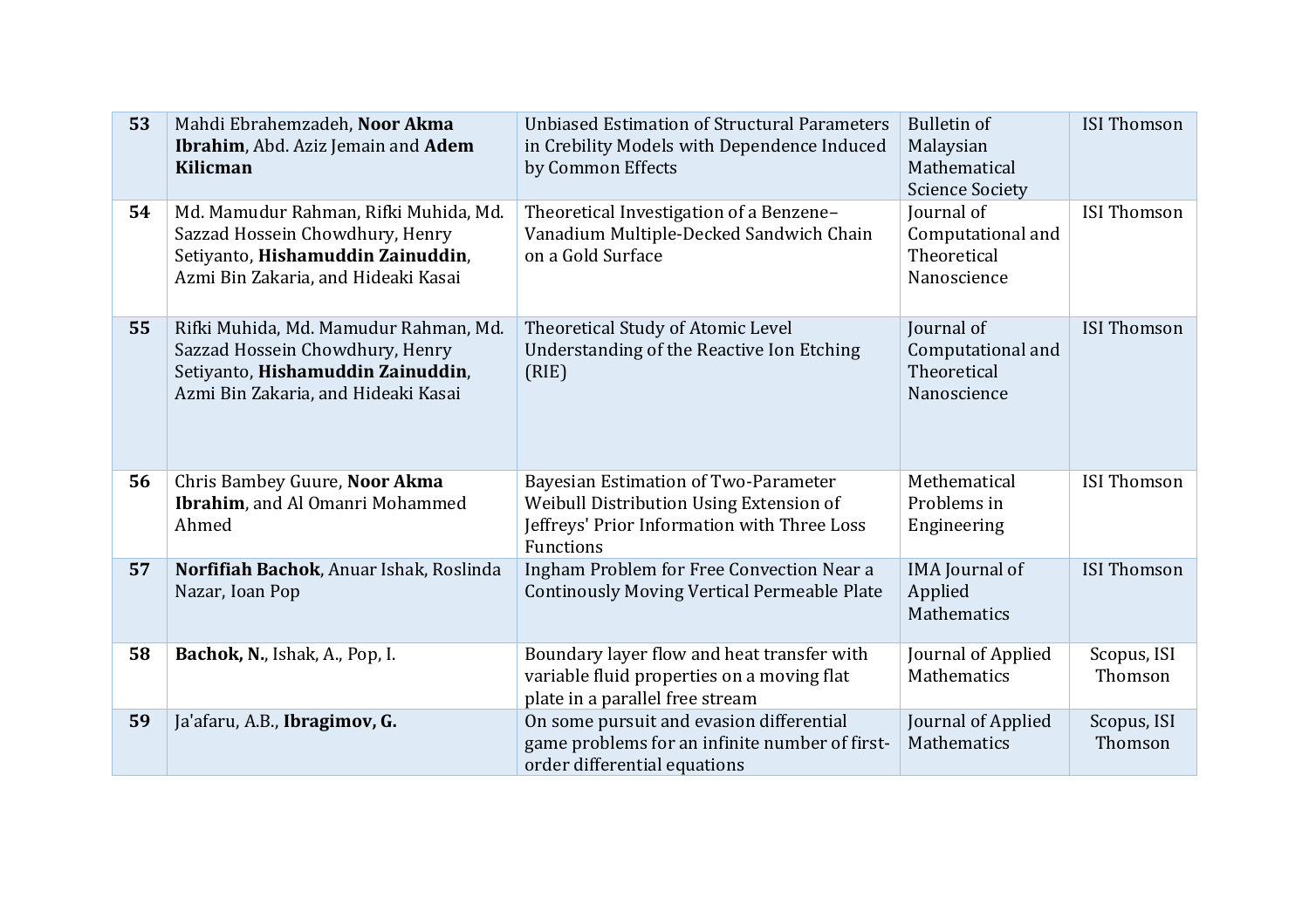| **53** | Mahdi Ebrahemzadeh, **Noor Akma Ibrahim**, Abd. Aziz Jemain and **Adem Kilicman** | Unbiased Estimation of Structural Parameters in Crebility Models with Dependence Induced by Common Effects | Bulletin of Malaysian Mathematical Science Society | ISI Thomson |
|---|---|---|---|---|
| **54** | Md. Mamudur Rahman, Rifki Muhida, Md. Sazzad Hossein Chowdhury, Henry Setiyanto, **Hishamuddin Zainuddin**, Azmi Bin Zakaria, and Hideaki Kasai | Theoretical Investigation of a Benzene–Vanadium Multiple-Decked Sandwich Chain on a Gold Surface | Journal of Computational and Theoretical Nanoscience | ISI Thomson |
| **55** | Rifki Muhida, Md. Mamudur Rahman, Md. Sazzad Hossein Chowdhury, Henry Setiyanto, **Hishamuddin Zainuddin**, Azmi Bin Zakaria, and Hideaki Kasai | Theoretical Study of Atomic Level Understanding of the Reactive Ion Etching (RIE) | Journal of Computational and Theoretical Nanoscience | ISI Thomson |
| **56** | Chris Bambey Guure, **Noor Akma Ibrahim**, and Al Omanri Mohammed Ahmed | Bayesian Estimation of Two-Parameter Weibull Distribution Using Extension of Jeffreys' Prior Information with Three Loss Functions | Methematical Problems in Engineering | ISI Thomson |
| **57** | **Norfifiah Bachok**, Anuar Ishak, Roslinda Nazar, Ioan Pop | Ingham Problem for Free Convection Near a Continously Moving Vertical Permeable Plate | IMA Journal of Applied Mathematics | ISI Thomson |
| **58** | **Bachok, N.**, Ishak, A., Pop, I. | Boundary layer flow and heat transfer with variable fluid properties on a moving flat plate in a parallel free stream | Journal of Applied Mathematics | Scopus, ISI Thomson |
| **59** | Ja'afaru, A.B., **Ibragimov, G.** | On some pursuit and evasion differential game problems for an infinite number of first-order differential equations | Journal of Applied Mathematics | Scopus, ISI Thomson |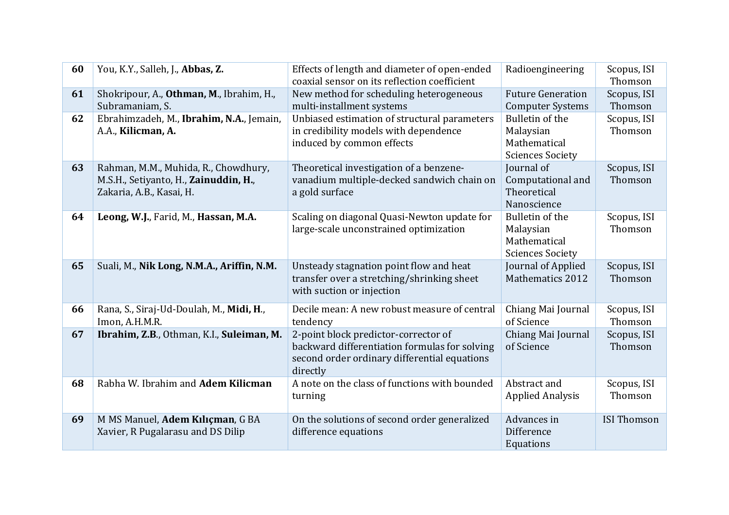| | | | | |
|---|---|---|---|---|
| **60** | You, K.Y., Salleh, J., **Abbas, Z.** | Effects of length and diameter of open-ended coaxial sensor on its reflection coefficient | Radioengineering | Scopus, ISI Thomson |
| **61** | Shokripour, A., **Othman, M.**, Ibrahim, H., Subramaniam, S. | New method for scheduling heterogeneous multi-installment systems | Future Generation Computer Systems | Scopus, ISI Thomson |
| **62** | Ebrahimzadeh, M., **Ibrahim, N.A.**, Jemain, A.A., **Kilicman, A.** | Unbiased estimation of structural parameters in credibility models with dependence induced by common effects | Bulletin of the Malaysian Mathematical Sciences Society | Scopus, ISI Thomson |
| **63** | Rahman, M.M., Muhida, R., Chowdhury, M.S.H., Setiyanto, H., **Zainuddin, H.**, Zakaria, A.B., Kasai, H. | Theoretical investigation of a benzene-vanadium multiple-decked sandwich chain on a gold surface | Journal of Computational and Theoretical Nanoscience | Scopus, ISI Thomson |
| **64** | **Leong, W.J.**, Farid, M., **Hassan, M.A.** | Scaling on diagonal Quasi-Newton update for large-scale unconstrained optimization | Bulletin of the Malaysian Mathematical Sciences Society | Scopus, ISI Thomson |
| **65** | Suali, M., **Nik Long, N.M.A., Ariffin, N.M.** | Unsteady stagnation point flow and heat transfer over a stretching/shrinking sheet with suction or injection | Journal of Applied Mathematics 2012 | Scopus, ISI Thomson |
| **66** | Rana, S., Siraj-Ud-Doulah, M., **Midi, H.**, Imon, A.H.M.R. | Decile mean: A new robust measure of central tendency | Chiang Mai Journal of Science | Scopus, ISI Thomson |
| **67** | **Ibrahim, Z.B.**, Othman, K.I., **Suleiman, M.** | 2-point block predictor-corrector of backward differentiation formulas for solving second order ordinary differential equations directly | Chiang Mai Journal of Science | Scopus, ISI Thomson |
| **68** | Rabha W. Ibrahim and **Adem Kilicman** | A note on the class of functions with bounded turning | Abstract and Applied Analysis | Scopus, ISI Thomson |
| **69** | M MS Manuel, **Adem Kılıçman**, G BA Xavier, R Pugalarasu and DS Dilip | On the solutions of second order generalized difference equations | Advances in Difference Equations | ISI Thomson |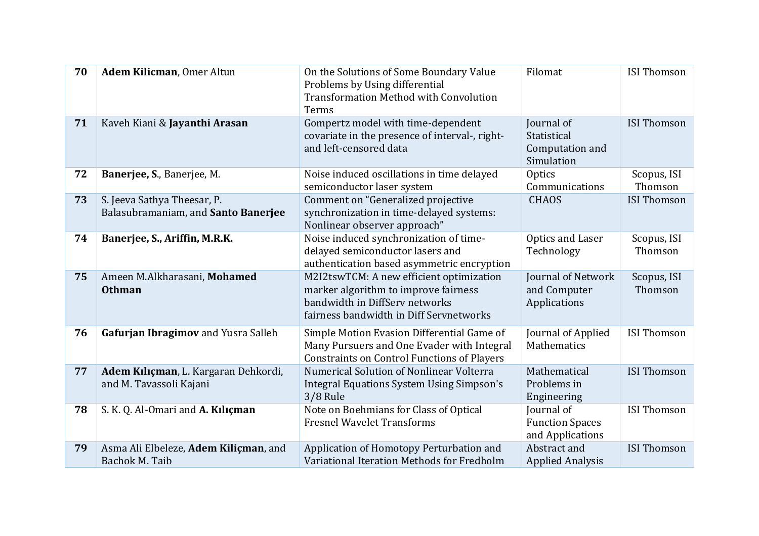| 70 | **Adem Kilicman**, Omer Altun | On the Solutions of Some Boundary Value Problems by Using differential Transformation Method with Convolution Terms | Filomat | ISI Thomson |
|---|---|---|---|---|
| 71 | Kaveh Kiani & **Jayanthi Arasan** | Gompertz model with time-dependent covariate in the presence of interval-, right- and left-censored data | Journal of Statistical Computation and Simulation | ISI Thomson |
| 72 | **Banerjee, S.**, Banerjee, M. | Noise induced oscillations in time delayed semiconductor laser system | Optics Communications | Scopus, ISI Thomson |
| 73 | S. Jeeva Sathya Theesar, P. Balasubramaniam, and **Santo Banerjee** | Comment on "Generalized projective synchronization in time-delayed systems: Nonlinear observer approach" | CHAOS | ISI Thomson |
| 74 | **Banerjee, S., Ariffin, M.R.K.** | Noise induced synchronization of time-delayed semiconductor lasers and authentication based asymmetric encryption | Optics and Laser Technology | Scopus, ISI Thomson |
| 75 | Ameen M.Alkharasani, **Mohamed Othman** | M2I2tswTCM: A new efficient optimization marker algorithm to improve fairness bandwidth in DiffServ networks fairness bandwidth in Diff Servnetworks | Journal of Network and Computer Applications | Scopus, ISI Thomson |
| 76 | **Gafurjan Ibragimov** and Yusra Salleh | Simple Motion Evasion Differential Game of Many Pursuers and One Evader with Integral Constraints on Control Functions of Players | Journal of Applied Mathematics | ISI Thomson |
| 77 | **Adem Kılıçman**, L. Kargaran Dehkordi, and M. Tavassoli Kajani | Numerical Solution of Nonlinear Volterra Integral Equations System Using Simpson's 3/8 Rule | Mathematical Problems in Engineering | ISI Thomson |
| 78 | S. K. Q. Al-Omari and **A. Kılıçman** | Note on Boehmians for Class of Optical Fresnel Wavelet Transforms | Journal of Function Spaces and Applications | ISI Thomson |
| 79 | Asma Ali Elbeleze, **Adem Kiliçman**, and Bachok M. Taib | Application of Homotopy Perturbation and Variational Iteration Methods for Fredholm | Abstract and Applied Analysis | ISI Thomson |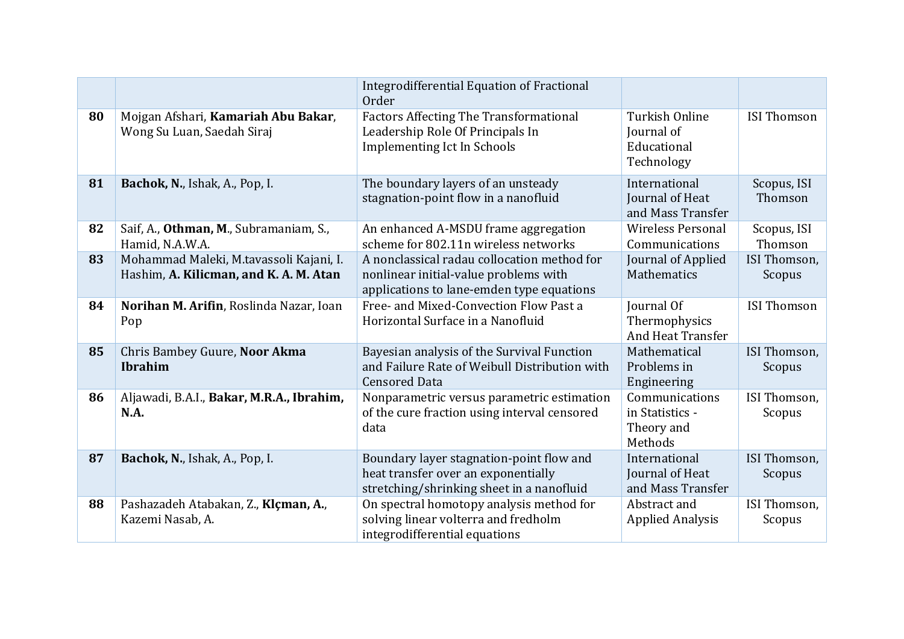| | | | | |
|---|---|---|---|---|
| | | Integrodifferential Equation of Fractional Order | | |
| **80** | Mojgan Afshari, **Kamariah Abu Bakar**, Wong Su Luan, Saedah Siraj | Factors Affecting The Transformational Leadership Role Of Principals In Implementing Ict In Schools | Turkish Online Journal of Educational Technology | ISI Thomson |
| **81** | **Bachok, N.**, Ishak, A., Pop, I. | The boundary layers of an unsteady stagnation-point flow in a nanofluid | International Journal of Heat and Mass Transfer | Scopus, ISI Thomson |
| **82** | Saif, A., **Othman, M**., Subramaniam, S., Hamid, N.A.W.A. | An enhanced A-MSDU frame aggregation scheme for 802.11n wireless networks | Wireless Personal Communications | Scopus, ISI Thomson |
| **83** | Mohammad Maleki, M.tavassoli Kajani, I. Hashim, **A. Kilicman, and K. A. M. Atan** | A nonclassical radau collocation method for nonlinear initial-value problems with applications to lane-emden type equations | Journal of Applied Mathematics | ISI Thomson, Scopus |
| **84** | **Norihan M. Arifin**, Roslinda Nazar, Ioan Pop | Free- and Mixed-Convection Flow Past a Horizontal Surface in a Nanofluid | Journal Of Thermophysics And Heat Transfer | ISI Thomson |
| **85** | Chris Bambey Guure, **Noor Akma Ibrahim** | Bayesian analysis of the Survival Function and Failure Rate of Weibull Distribution with Censored Data | Mathematical Problems in Engineering | ISI Thomson, Scopus |
| **86** | Aljawadi, B.A.I., **Bakar, M.R.A., Ibrahim, N.A.** | Nonparametric versus parametric estimation of the cure fraction using interval censored data | Communications in Statistics - Theory and Methods | ISI Thomson, Scopus |
| **87** | **Bachok, N.**, Ishak, A., Pop, I. | Boundary layer stagnation-point flow and heat transfer over an exponentially stretching/shrinking sheet in a nanofluid | International Journal of Heat and Mass Transfer | ISI Thomson, Scopus |
| **88** | Pashazadeh Atabakan, Z., **Klçman, A.**, Kazemi Nasab, A. | On spectral homotopy analysis method for solving linear volterra and fredholm integrodifferential equations | Abstract and Applied Analysis | ISI Thomson, Scopus |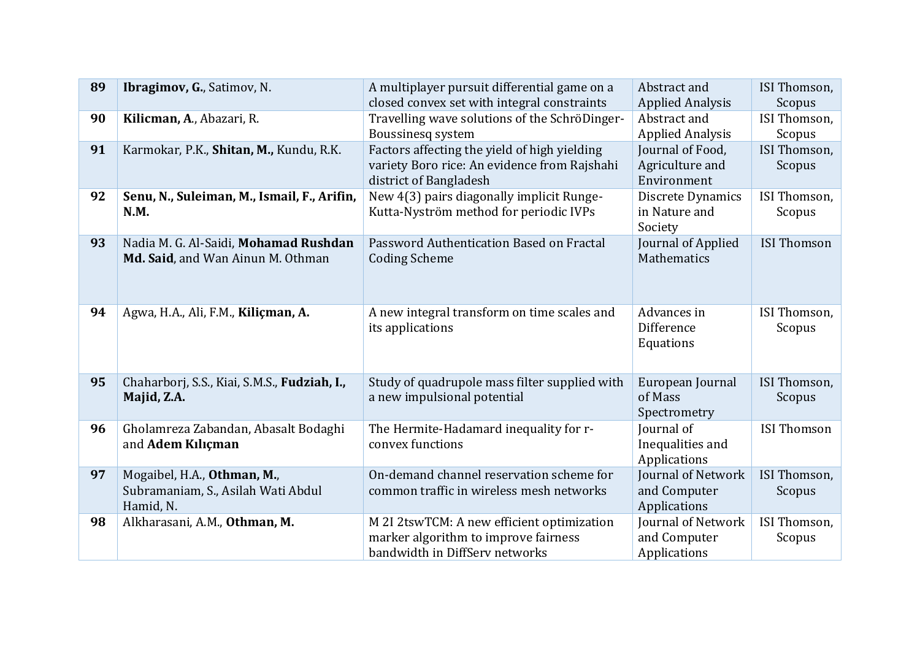| | | | | |
|---|---|---|---|---|
| **89** | **Ibragimov, G.**, Satimov, N. | A multiplayer pursuit differential game on a closed convex set with integral constraints | Abstract and Applied Analysis | ISI Thomson, Scopus |
| **90** | **Kilicman, A**., Abazari, R. | Travelling wave solutions of the SchröDinger-Boussinesq system | Abstract and Applied Analysis | ISI Thomson, Scopus |
| **91** | Karmokar, P.K., **Shitan, M.,** Kundu, R.K. | Factors affecting the yield of high yielding variety Boro rice: An evidence from Rajshahi district of Bangladesh | Journal of Food, Agriculture and Environment | ISI Thomson, Scopus |
| **92** | **Senu, N., Suleiman, M., Ismail, F., Arifin, N.M.** | New 4(3) pairs diagonally implicit Runge-Kutta-Nyström method for periodic IVPs | Discrete Dynamics in Nature and Society | ISI Thomson, Scopus |
| **93** | Nadia M. G. Al-Saidi, **Mohamad Rushdan Md. Said**, and Wan Ainun M. Othman | Password Authentication Based on Fractal Coding Scheme | Journal of Applied Mathematics | ISI Thomson |
| **94** | Agwa, H.A., Ali, F.M., **Kiliçman, A.** | A new integral transform on time scales and its applications | Advances in Difference Equations | ISI Thomson, Scopus |
| **95** | Chaharborj, S.S., Kiai, S.M.S., **Fudziah, I., Majid, Z.A.** | Study of quadrupole mass filter supplied with a new impulsional potential | European Journal of Mass Spectrometry | ISI Thomson, Scopus |
| **96** | Gholamreza Zabandan, Abasalt Bodaghi and **Adem Kılıçman** | The Hermite-Hadamard inequality for r-convex functions | Journal of Inequalities and Applications | ISI Thomson |
| **97** | Mogaibel, H.A., **Othman, M.**, Subramaniam, S., Asilah Wati Abdul Hamid, N. | On-demand channel reservation scheme for common traffic in wireless mesh networks | Journal of Network and Computer Applications | ISI Thomson, Scopus |
| **98** | Alkharasani, A.M., **Othman, M.** | M 2I 2tswTCM: A new efficient optimization marker algorithm to improve fairness bandwidth in DiffServ networks | Journal of Network and Computer Applications | ISI Thomson, Scopus |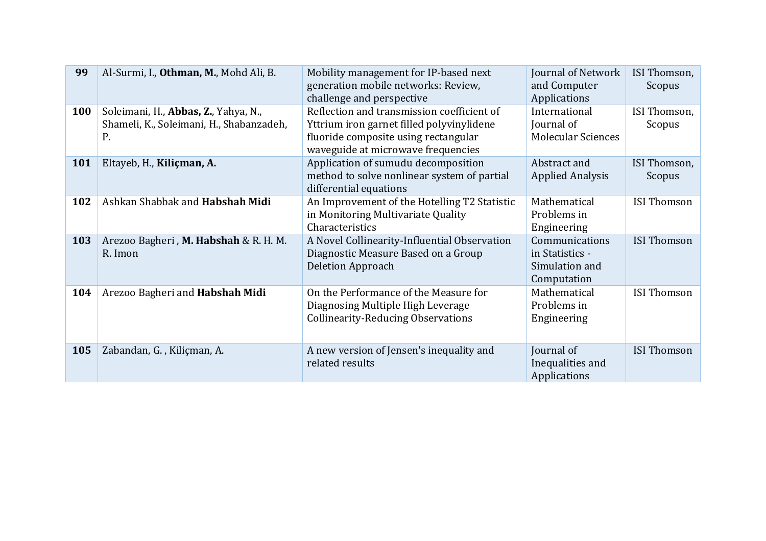| | | | | |
|---|---|---|---|---|
| **99** | Al-Surmi, I., **Othman, M.**, Mohd Ali, B. | Mobility management for IP-based next generation mobile networks: Review, challenge and perspective | Journal of Network and Computer Applications | ISI Thomson, Scopus |
| **100** | Soleimani, H., **Abbas, Z.**, Yahya, N., Shameli, K., Soleimani, H., Shabanzadeh, P. | Reflection and transmission coefficient of Yttrium iron garnet filled polyvinylidene fluoride composite using rectangular waveguide at microwave frequencies | International Journal of Molecular Sciences | ISI Thomson, Scopus |
| **101** | Eltayeb, H., **Kiliçman, A.** | Application of sumudu decomposition method to solve nonlinear system of partial differential equations | Abstract and Applied Analysis | ISI Thomson, Scopus |
| **102** | Ashkan Shabbak and **Habshah Midi** | An Improvement of the Hotelling T2 Statistic in Monitoring Multivariate Quality Characteristics | Mathematical Problems in Engineering | ISI Thomson |
| **103** | Arezoo Bagheri , **M. Habshah** & R. H. M. R. Imon | A Novel Collinearity-Influential Observation Diagnostic Measure Based on a Group Deletion Approach | Communications in Statistics - Simulation and Computation | ISI Thomson |
| **104** | Arezoo Bagheri and **Habshah Midi** | On the Performance of the Measure for Diagnosing Multiple High Leverage Collinearity-Reducing Observations | Mathematical Problems in Engineering | ISI Thomson |
| **105** | Zabandan, G. , Kiliçman, A. | A new version of Jensen's inequality and related results | Journal of Inequalities and Applications | ISI Thomson |